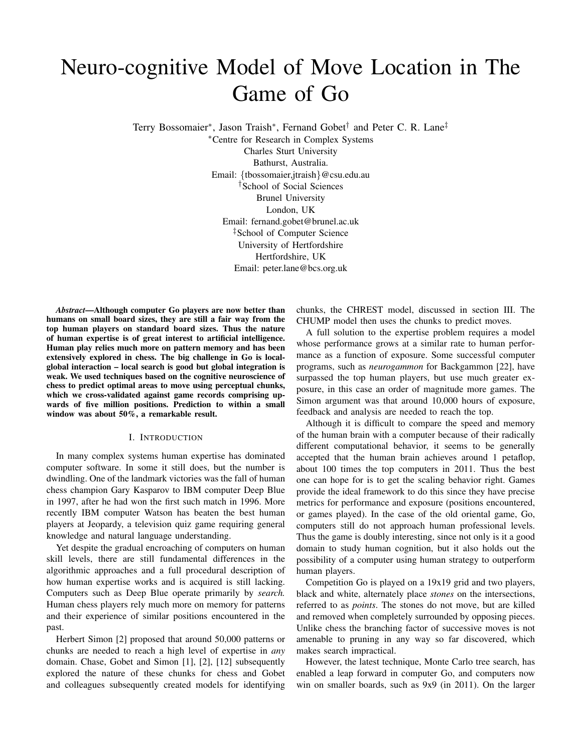# Neuro-cognitive Model of Move Location in The Game of Go

Terry Bossomaier*, Jason Traish*, Fernand Gobet† and Peter C. R. Lane‡

*Centre for Research in Complex Systems
Charles Sturt University
Bathurst, Australia.
Email: {tbossomaier,jtraish}@csu.edu.au

†School of Social Sciences
Brunel University
London, UK
Email: fernand.gobet@brunel.ac.uk

‡School of Computer Science
University of Hertfordshire
Hertfordshire, UK
Email: peter.lane@bcs.org.uk

***Abstract*—Although computer Go players are now better than humans on small board sizes, they are still a fair way from the top human players on standard board sizes. Thus the nature of human expertise is of great interest to artificial intelligence. Human play relies much more on pattern memory and has been extensively explored in chess. The big challenge in Go is local-global interaction – local search is good but global integration is weak. We used techniques based on the cognitive neuroscience of chess to predict optimal areas to move using perceptual chunks, which we cross-validated against game records comprising upwards of five million positions. Prediction to within a small window was about 50%, a remarkable result.**

## I. Introduction

In many complex systems human expertise has dominated computer software. In some it still does, but the number is dwindling. One of the landmark victories was the fall of human chess champion Gary Kasparov to IBM computer Deep Blue in 1997, after he had won the first such match in 1996. More recently IBM computer Watson has beaten the best human players at Jeopardy, a television quiz game requiring general knowledge and natural language understanding.

Yet despite the gradual encroaching of computers on human skill levels, there are still fundamental differences in the algorithmic approaches and a full procedural description of how human expertise works and is acquired is still lacking. Computers such as Deep Blue operate primarily by *search.* Human chess players rely much more on memory for patterns and their experience of similar positions encountered in the past.

Herbert Simon [2] proposed that around 50,000 patterns or chunks are needed to reach a high level of expertise in *any* domain. Chase, Gobet and Simon [1], [2], [12] subsequently explored the nature of these chunks for chess and Gobet and colleagues subsequently created models for identifying chunks, the CHREST model, discussed in section III. The CHUMP model then uses the chunks to predict moves.

A full solution to the expertise problem requires a model whose performance grows at a similar rate to human performance as a function of exposure. Some successful computer programs, such as *neurogammon* for Backgammon [22], have surpassed the top human players, but use much greater exposure, in this case an order of magnitude more games. The Simon argument was that around 10,000 hours of exposure, feedback and analysis are needed to reach the top.

Although it is difficult to compare the speed and memory of the human brain with a computer because of their radically different computational behavior, it seems to be generally accepted that the human brain achieves around 1 petaflop, about 100 times the top computers in 2011. Thus the best one can hope for is to get the scaling behavior right. Games provide the ideal framework to do this since they have precise metrics for performance and exposure (positions encountered, or games played). In the case of the old oriental game, Go, computers still do not approach human professional levels. Thus the game is doubly interesting, since not only is it a good domain to study human cognition, but it also holds out the possibility of a computer using human strategy to outperform human players.

Competition Go is played on a 19x19 grid and two players, black and white, alternately place *stones* on the intersections, referred to as *points*. The stones do not move, but are killed and removed when completely surrounded by opposing pieces. Unlike chess the branching factor of successive moves is not amenable to pruning in any way so far discovered, which makes search impractical.

However, the latest technique, Monte Carlo tree search, has enabled a leap forward in computer Go, and computers now win on smaller boards, such as 9x9 (in 2011). On the larger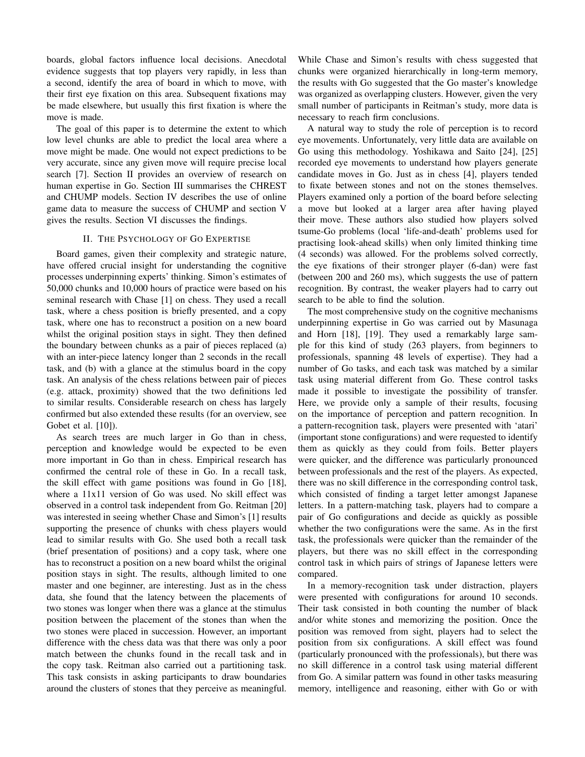boards, global factors influence local decisions. Anecdotal evidence suggests that top players very rapidly, in less than a second, identify the area of board in which to move, with their first eye fixation on this area. Subsequent fixations may be made elsewhere, but usually this first fixation is where the move is made.

The goal of this paper is to determine the extent to which low level chunks are able to predict the local area where a move might be made. One would not expect predictions to be very accurate, since any given move will require precise local search [7]. Section II provides an overview of research on human expertise in Go. Section III summarises the CHREST and CHUMP models. Section IV describes the use of online game data to measure the success of CHUMP and section V gives the results. Section VI discusses the findings.

## II. The Psychology of Go Expertise

Board games, given their complexity and strategic nature, have offered crucial insight for understanding the cognitive processes underpinning experts' thinking. Simon's estimates of 50,000 chunks and 10,000 hours of practice were based on his seminal research with Chase [1] on chess. They used a recall task, where a chess position is briefly presented, and a copy task, where one has to reconstruct a position on a new board whilst the original position stays in sight. They then defined the boundary between chunks as a pair of pieces replaced (a) with an inter-piece latency longer than 2 seconds in the recall task, and (b) with a glance at the stimulus board in the copy task. An analysis of the chess relations between pair of pieces (e.g. attack, proximity) showed that the two definitions led to similar results. Considerable research on chess has largely confirmed but also extended these results (for an overview, see Gobet et al. [10]).

As search trees are much larger in Go than in chess, perception and knowledge would be expected to be even more important in Go than in chess. Empirical research has confirmed the central role of these in Go. In a recall task, the skill effect with game positions was found in Go [18], where a 11x11 version of Go was used. No skill effect was observed in a control task independent from Go. Reitman [20] was interested in seeing whether Chase and Simon's [1] results supporting the presence of chunks with chess players would lead to similar results with Go. She used both a recall task (brief presentation of positions) and a copy task, where one has to reconstruct a position on a new board whilst the original position stays in sight. The results, although limited to one master and one beginner, are interesting. Just as in the chess data, she found that the latency between the placements of two stones was longer when there was a glance at the stimulus position between the placement of the stones than when the two stones were placed in succession. However, an important difference with the chess data was that there was only a poor match between the chunks found in the recall task and in the copy task. Reitman also carried out a partitioning task. This task consists in asking participants to draw boundaries around the clusters of stones that they perceive as meaningful. While Chase and Simon's results with chess suggested that chunks were organized hierarchically in long-term memory, the results with Go suggested that the Go master's knowledge was organized as overlapping clusters. However, given the very small number of participants in Reitman's study, more data is necessary to be able to reach firm conclusions.

A natural way to study the role of perception is to record eye movements. Unfortunately, very little data are available on Go using this methodology. Yoshikawa and Saito [24], [25] recorded eye movements to understand how players generate candidate moves in Go. Just as in chess [4], players tended to fixate between stones and not on the stones themselves. Players examined only a portion of the board before selecting a move but looked at a larger area after having played their move. These authors also studied how players solved tsume-Go problems (local 'life-and-death' problems used for practising look-ahead skills) when only limited thinking time (4 seconds) was allowed. For the problems solved correctly, the eye fixations of their stronger player (6-dan) were fast (between 200 and 260 ms), which suggests the use of pattern recognition. By contrast, the weaker players had to carry out search to be able to find the solution.

The most comprehensive study on the cognitive mechanisms underpinning expertise in Go was carried out by Masunaga and Horn [18], [19]. They used a remarkably large sample for this kind of study (263 players, from beginners to professionals, spanning 48 levels of expertise). They had a number of Go tasks, and each task was matched by a similar task using material different from Go. These control tasks made it possible to investigate the possibility of transfer. Here, we provide only a sample of their results, focusing on the importance of perception and pattern recognition. In a pattern-recognition task, players were presented with 'atari' (important stone configurations) and were requested to identify them as quickly as they could from foils. Better players were quicker, and the difference was particularly pronounced between professionals and the rest of the players. As expected, there was no skill difference in the corresponding control task, which consisted of finding a target letter amongst Japanese letters. In a pattern-matching task, players had to compare a pair of Go configurations and decide as quickly as possible whether the two configurations were the same. As in the first task, the professionals were quicker than the remainder of the players, but there was no skill effect in the corresponding control task in which pairs of strings of Japanese letters were compared.

In a memory-recognition task under distraction, players were presented with configurations for around 10 seconds. Their task consisted in both counting the number of black and/or white stones and memorizing the position. Once the position was removed from sight, players had to select the position from six configurations. A skill effect was found (particularly pronounced with the professionals), but there was no skill difference in a control task using material different from Go. A similar pattern was found in other tasks measuring memory, intelligence and reasoning, either with Go or with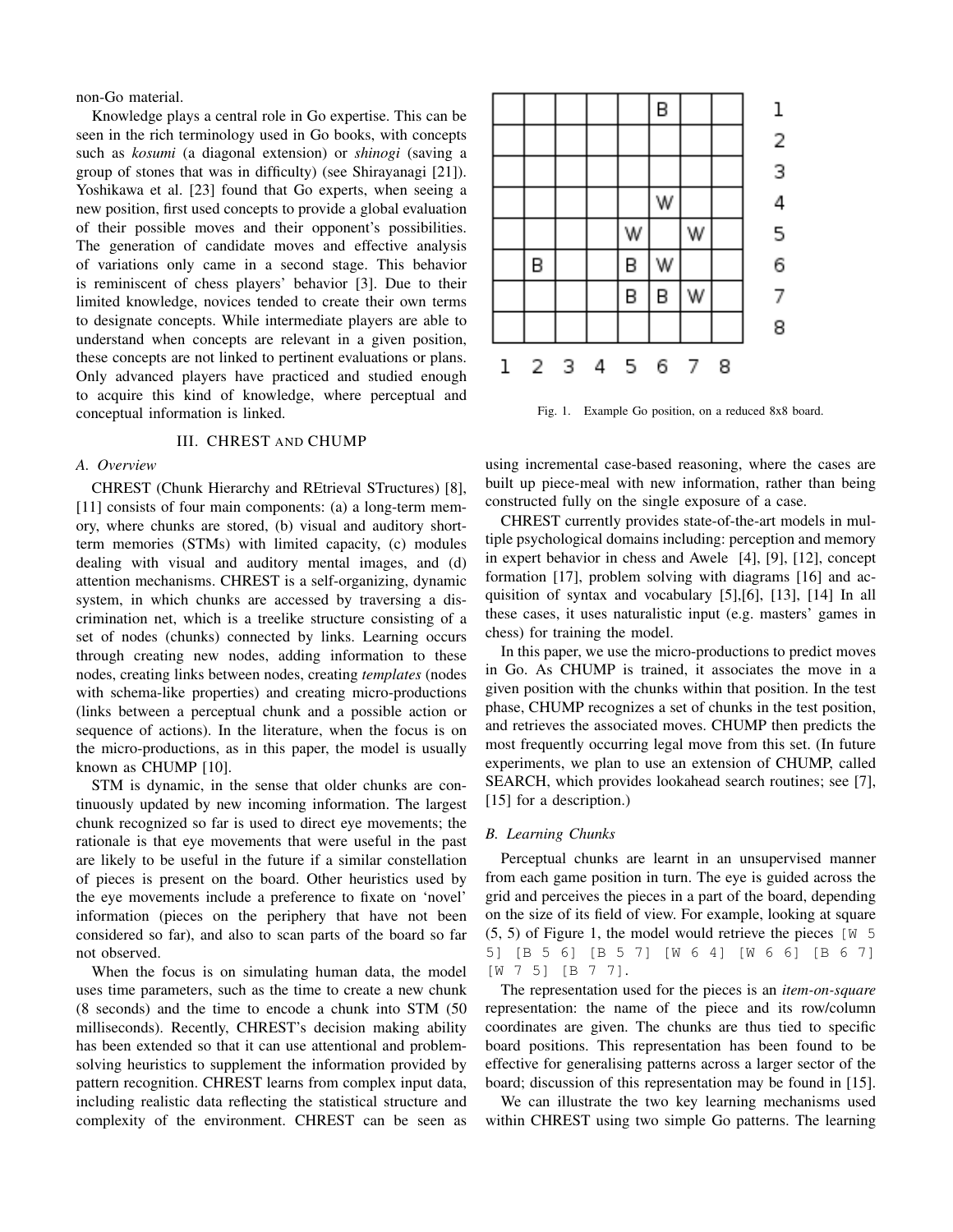non-Go material.

Knowledge plays a central role in Go expertise. This can be seen in the rich terminology used in Go books, with concepts such as *kosumi* (a diagonal extension) or *shinogi* (saving a group of stones that was in difficulty) (see Shirayanagi [21]). Yoshikawa et al. [23] found that Go experts, when seeing a new position, first used concepts to provide a global evaluation of their possible moves and their opponent's possibilities. The generation of candidate moves and effective analysis of variations only came in a second stage. This behavior is reminiscent of chess players' behavior [3]. Due to their limited knowledge, novices tended to create their own terms to designate concepts. While intermediate players are able to understand when concepts are relevant in a given position, these concepts are not linked to pertinent evaluations or plans. Only advanced players have practiced and studied enough to acquire this kind of knowledge, where perceptual and conceptual information is linked.

## III. CHREST AND CHUMP

### A. Overview

CHREST (Chunk Hierarchy and REtrieval STructures) [8], [11] consists of four main components: (a) a long-term memory, where chunks are stored, (b) visual and auditory short-term memories (STMs) with limited capacity, (c) modules dealing with visual and auditory mental images, and (d) attention mechanisms. CHREST is a self-organizing, dynamic system, in which chunks are accessed by traversing a discrimination net, which is a treelike structure consisting of a set of nodes (chunks) connected by links. Learning occurs through creating new nodes, adding information to these nodes, creating links between nodes, creating *templates* (nodes with schema-like properties) and creating micro-productions (links between a perceptual chunk and a possible action or sequence of actions). In the literature, when the focus is on the micro-productions, as in this paper, the model is usually known as CHUMP [10].

STM is dynamic, in the sense that older chunks are continuously updated by new incoming information. The largest chunk recognized so far is used to direct eye movements; the rationale is that eye movements that were useful in the past are likely to be useful in the future if a similar constellation of pieces is present on the board. Other heuristics used by the eye movements include a preference to fixate on 'novel' information (pieces on the periphery that have not been considered so far), and also to scan parts of the board so far not observed.

When the focus is on simulating human data, the model uses time parameters, such as the time to create a new chunk (8 seconds) and the time to encode a chunk into STM (50 milliseconds). Recently, CHREST's decision making ability has been extended so that it can use attentional and problem-solving heuristics to supplement the information provided by pattern recognition. CHREST learns from complex input data, including realistic data reflecting the statistical structure and complexity of the environment. CHREST can be seen as using incremental case-based reasoning, where the cases are built up piece-meal with new information, rather than being constructed fully on the single exposure of a case.

|   | 1 | 2 | 3 | 4 | 5 | 6 | 7 | 8 |   |
|---|---|---|---|---|---|---|---|---|---|
|   |   |   |   |   |   | B |   |   | 1 |
|   |   |   |   |   |   |   |   |   | 2 |
|   |   |   |   |   |   |   |   |   | 3 |
|   |   |   |   |   |   | W |   |   | 4 |
|   |   |   |   |   | W |   | W |   | 5 |
|   |   | B |   |   | B | W |   |   | 6 |
|   |   |   |   |   | B | B | W |   | 7 |
|   |   |   |   |   |   |   |   |   | 8 |

Fig. 1. Example Go position, on a reduced 8x8 board.

CHREST currently provides state-of-the-art models in multiple psychological domains including: perception and memory in expert behavior in chess and Awele [4], [9], [12], concept formation [17], problem solving with diagrams [16] and acquisition of syntax and vocabulary [5],[6], [13], [14] In all these cases, it uses naturalistic input (e.g. masters' games in chess) for training the model.

In this paper, we use the micro-productions to predict moves in Go. As CHUMP is trained, it associates the move in a given position with the chunks within that position. In the test phase, CHUMP recognizes a set of chunks in the test position, and retrieves the associated moves. CHUMP then predicts the most frequently occurring legal move from this set. (In future experiments, we plan to use an extension of CHUMP, called SEARCH, which provides lookahead search routines; see [7], [15] for a description.)

### B. Learning Chunks

Perceptual chunks are learnt in an unsupervised manner from each game position in turn. The eye is guided across the grid and perceives the pieces in a part of the board, depending on the size of its field of view. For example, looking at square (5, 5) of Figure 1, the model would retrieve the pieces `[W 5 5] [B 5 6] [B 5 7] [W 6 4] [W 6 6] [B 6 7] [W 7 5] [B 7 7]`.

The representation used for the pieces is an *item-on-square* representation: the name of the piece and its row/column coordinates are given. The chunks are thus tied to specific board positions. This representation has been found to be effective for generalising patterns across a larger sector of the board; discussion of this representation may be found in [15].

We can illustrate the two key learning mechanisms used within CHREST using two simple Go patterns. The learning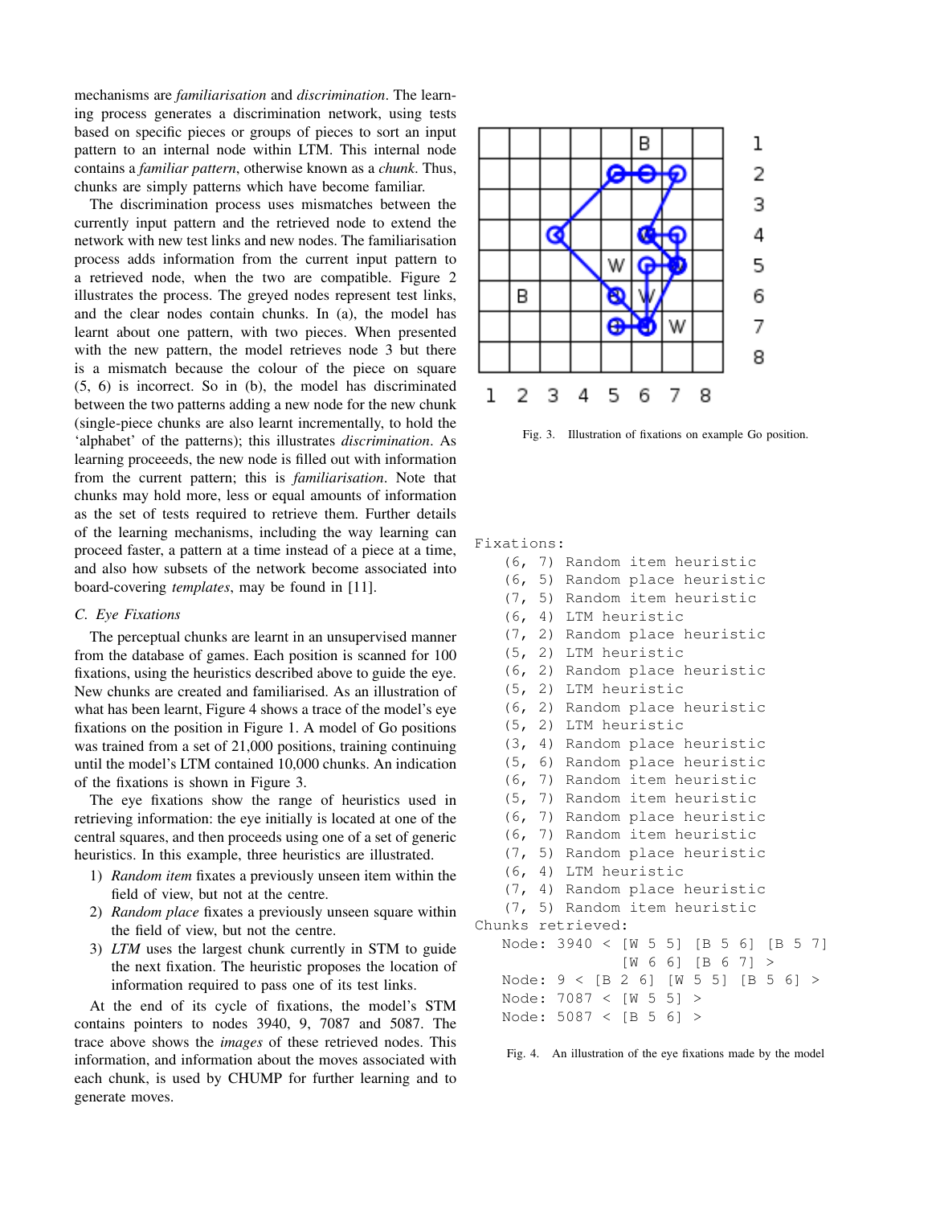mechanisms are *familiarisation* and *discrimination*. The learning process generates a discrimination network, using tests based on specific pieces or groups of pieces to sort an input pattern to an internal node within LTM. This internal node contains a *familiar pattern*, otherwise known as a *chunk*. Thus, chunks are simply patterns which have become familiar.

The discrimination process uses mismatches between the currently input pattern and the retrieved node to extend the network with new test links and new nodes. The familiarisation process adds information from the current input pattern to a retrieved node, when the two are compatible. Figure 2 illustrates the process. The greyed nodes represent test links, and the clear nodes contain chunks. In (a), the model has learnt about one pattern, with two pieces. When presented with the new pattern, the model retrieves node 3 but there is a mismatch because the colour of the piece on square (5, 6) is incorrect. So in (b), the model has discriminated between the two patterns adding a new node for the new chunk (single-piece chunks are also learnt incrementally, to hold the 'alphabet' of the patterns); this illustrates *discrimination*. As learning proceeeds, the new node is filled out with information from the current pattern; this is *familiarisation*. Note that chunks may hold more, less or equal amounts of information as the set of tests required to retrieve them. Further details of the learning mechanisms, including the way learning can proceed faster, a pattern at a time instead of a piece at a time, and also how subsets of the network become associated into board-covering *templates*, may be found in [11].

### C. Eye Fixations

The perceptual chunks are learnt in an unsupervised manner from the database of games. Each position is scanned for 100 fixations, using the heuristics described above to guide the eye. New chunks are created and familiarised. As an illustration of what has been learnt, Figure 4 shows a trace of the model's eye fixations on the position in Figure 1. A model of Go positions was trained from a set of 21,000 positions, training continuing until the model's LTM contained 10,000 chunks. An indication of the fixations is shown in Figure 3.

The eye fixations show the range of heuristics used in retrieving information: the eye initially is located at one of the central squares, and then proceeds using one of a set of generic heuristics. In this example, three heuristics are illustrated.

1) *Random item* fixates a previously unseen item within the field of view, but not at the centre.
2) *Random place* fixates a previously unseen square within the field of view, but not the centre.
3) *LTM* uses the largest chunk currently in STM to guide the next fixation. The heuristic proposes the location of information required to pass one of its test links.

At the end of its cycle of fixations, the model's STM contains pointers to nodes 3940, 9, 7087 and 5087. The trace above shows the *images* of these retrieved nodes. This information, and information about the moves associated with each chunk, is used by CHUMP for further learning and to generate moves.

Fig. 3. Illustration of fixations on example Go position.

```
Fixations:
   (6, 7) Random item heuristic
   (6, 5) Random place heuristic
   (7, 5) Random item heuristic
   (6, 4) LTM heuristic
   (7, 2) Random place heuristic
   (5, 2) LTM heuristic
   (6, 2) Random place heuristic
   (5, 2) LTM heuristic
   (6, 2) Random place heuristic
   (5, 2) LTM heuristic
   (3, 4) Random place heuristic
   (5, 6) Random place heuristic
   (6, 7) Random item heuristic
   (5, 7) Random item heuristic
   (6, 7) Random place heuristic
   (6, 7) Random item heuristic
   (7, 5) Random place heuristic
   (6, 4) LTM heuristic
   (7, 4) Random place heuristic
   (7, 5) Random item heuristic
Chunks retrieved:
   Node: 3940 < [W 5 5] [B 5 6] [B 5 7]
               [W 6 6] [B 6 7] >
   Node: 9 < [B 2 6] [W 5 5] [B 5 6] >
   Node: 7087 < [W 5 5] >
   Node: 5087 < [B 5 6] >
```

Fig. 4. An illustration of the eye fixations made by the model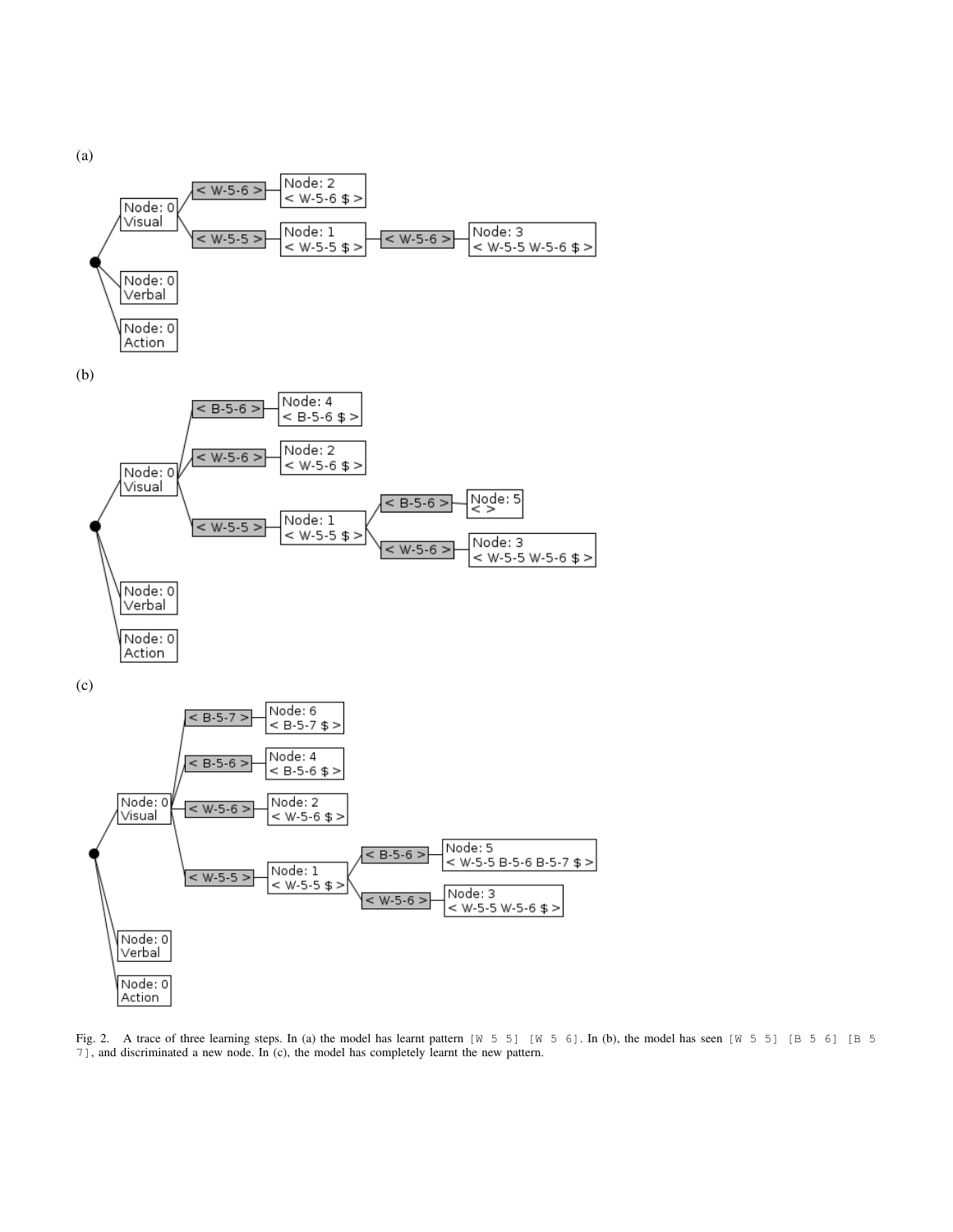(a)

(b)

(c)

Fig. 2. A trace of three learning steps. In (a) the model has learnt pattern `[W 5 5] [W 5 6]`. In (b), the model has seen `[W 5 5] [B 5 6] [B 5 7]`, and discriminated a new node. In (c), the model has completely learnt the new pattern.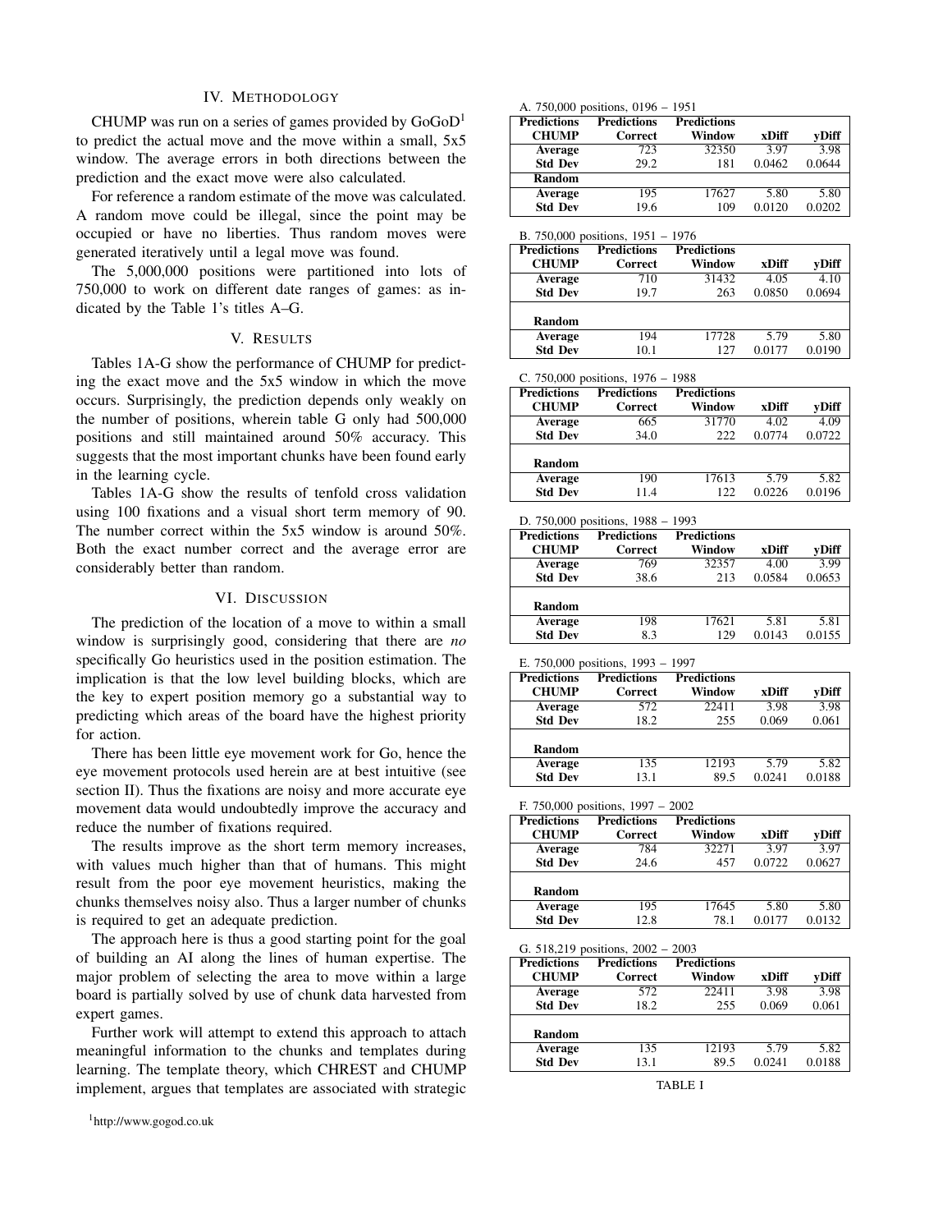## IV. Methodology

CHUMP was run on a series of games provided by GoGoD[1] to predict the actual move and the move within a small, 5x5 window. The average errors in both directions between the prediction and the exact move were also calculated.

For reference a random estimate of the move was calculated. A random move could be illegal, since the point may be occupied or have no liberties. Thus random moves were generated iteratively until a legal move was found.

The 5,000,000 positions were partitioned into lots of 750,000 to work on different date ranges of games: as indicated by the Table 1's titles A–G.

## V. Results

Tables 1A-G show the performance of CHUMP for predicting the exact move and the 5x5 window in which the move occurs. Surprisingly, the prediction depends only weakly on the number of positions, wherein table G only had 500,000 positions and still maintained around 50% accuracy. This suggests that the most important chunks have been found early in the learning cycle.

Tables 1A-G show the results of tenfold cross validation using 100 fixations and a visual short term memory of 90. The number correct within the 5x5 window is around 50%. Both the exact number correct and the average error are considerably better than random.

## VI. Discussion

The prediction of the location of a move to within a small window is surprisingly good, considering that there are *no* specifically Go heuristics used in the position estimation. The implication is that the low level building blocks, which are the key to expert position memory go a substantial way to predicting which areas of the board have the highest priority for action.

There has been little eye movement work for Go, hence the eye movement protocols used herein are at best intuitive (see section II). Thus the fixations are noisy and more accurate eye movement data would undoubtedly improve the accuracy and reduce the number of fixations required.

The results improve as the short term memory increases, with values much higher than that of humans. This might result from the poor eye movement heuristics, making the chunks themselves noisy also. Thus a larger number of chunks is required to get an adequate prediction.

The approach here is thus a good starting point for the goal of building an AI along the lines of human expertise. The major problem of selecting the area to move within a large board is partially solved by use of chunk data harvested from expert games.

Further work will attempt to extend this approach to attach meaningful information to the chunks and templates during learning. The template theory, which CHREST and CHUMP implement, argues that templates are associated with strategic

[1] http://www.gogod.co.uk

A. 750,000 positions, 0196 – 1951

| Predictions CHUMP | Predictions Correct | Predictions Window | xDiff | yDiff |
|---|---|---|---|---|
| Average | 723 | 32350 | 3.97 | 3.98 |
| Std Dev | 29.2 | 181 | 0.0462 | 0.0644 |
| **Random** | | | | |
| Average | 195 | 17627 | 5.80 | 5.80 |
| Std Dev | 19.6 | 109 | 0.0120 | 0.0202 |

B. 750,000 positions, 1951 – 1976

| Predictions CHUMP | Predictions Correct | Predictions Window | xDiff | yDiff |
|---|---|---|---|---|
| Average | 710 | 31432 | 4.05 | 4.10 |
| Std Dev | 19.7 | 263 | 0.0850 | 0.0694 |
| **Random** | | | | |
| Average | 194 | 17728 | 5.79 | 5.80 |
| Std Dev | 10.1 | 127 | 0.0177 | 0.0190 |

C. 750,000 positions, 1976 – 1988

| Predictions CHUMP | Predictions Correct | Predictions Window | xDiff | yDiff |
|---|---|---|---|---|
| Average | 665 | 31770 | 4.02 | 4.09 |
| Std Dev | 34.0 | 222 | 0.0774 | 0.0722 |
| **Random** | | | | |
| Average | 190 | 17613 | 5.79 | 5.82 |
| Std Dev | 11.4 | 122 | 0.0226 | 0.0196 |

D. 750,000 positions, 1988 – 1993

| Predictions CHUMP | Predictions Correct | Predictions Window | xDiff | yDiff |
|---|---|---|---|---|
| Average | 769 | 32357 | 4.00 | 3.99 |
| Std Dev | 38.6 | 213 | 0.0584 | 0.0653 |
| **Random** | | | | |
| Average | 198 | 17621 | 5.81 | 5.81 |
| Std Dev | 8.3 | 129 | 0.0143 | 0.0155 |

E. 750,000 positions, 1993 – 1997

| Predictions CHUMP | Predictions Correct | Predictions Window | xDiff | yDiff |
|---|---|---|---|---|
| Average | 572 | 22411 | 3.98 | 3.98 |
| Std Dev | 18.2 | 255 | 0.069 | 0.061 |
| **Random** | | | | |
| Average | 135 | 12193 | 5.79 | 5.82 |
| Std Dev | 13.1 | 89.5 | 0.0241 | 0.0188 |

F. 750,000 positions, 1997 – 2002

| Predictions CHUMP | Predictions Correct | Predictions Window | xDiff | yDiff |
|---|---|---|---|---|
| Average | 784 | 32271 | 3.97 | 3.97 |
| Std Dev | 24.6 | 457 | 0.0722 | 0.0627 |
| **Random** | | | | |
| Average | 195 | 17645 | 5.80 | 5.80 |
| Std Dev | 12.8 | 78.1 | 0.0177 | 0.0132 |

G. 518,219 positions, 2002 – 2003

| Predictions CHUMP | Predictions Correct | Predictions Window | xDiff | yDiff |
|---|---|---|---|---|
| Average | 572 | 22411 | 3.98 | 3.98 |
| Std Dev | 18.2 | 255 | 0.069 | 0.061 |
| **Random** | | | | |
| Average | 135 | 12193 | 5.79 | 5.82 |
| Std Dev | 13.1 | 89.5 | 0.0241 | 0.0188 |

TABLE I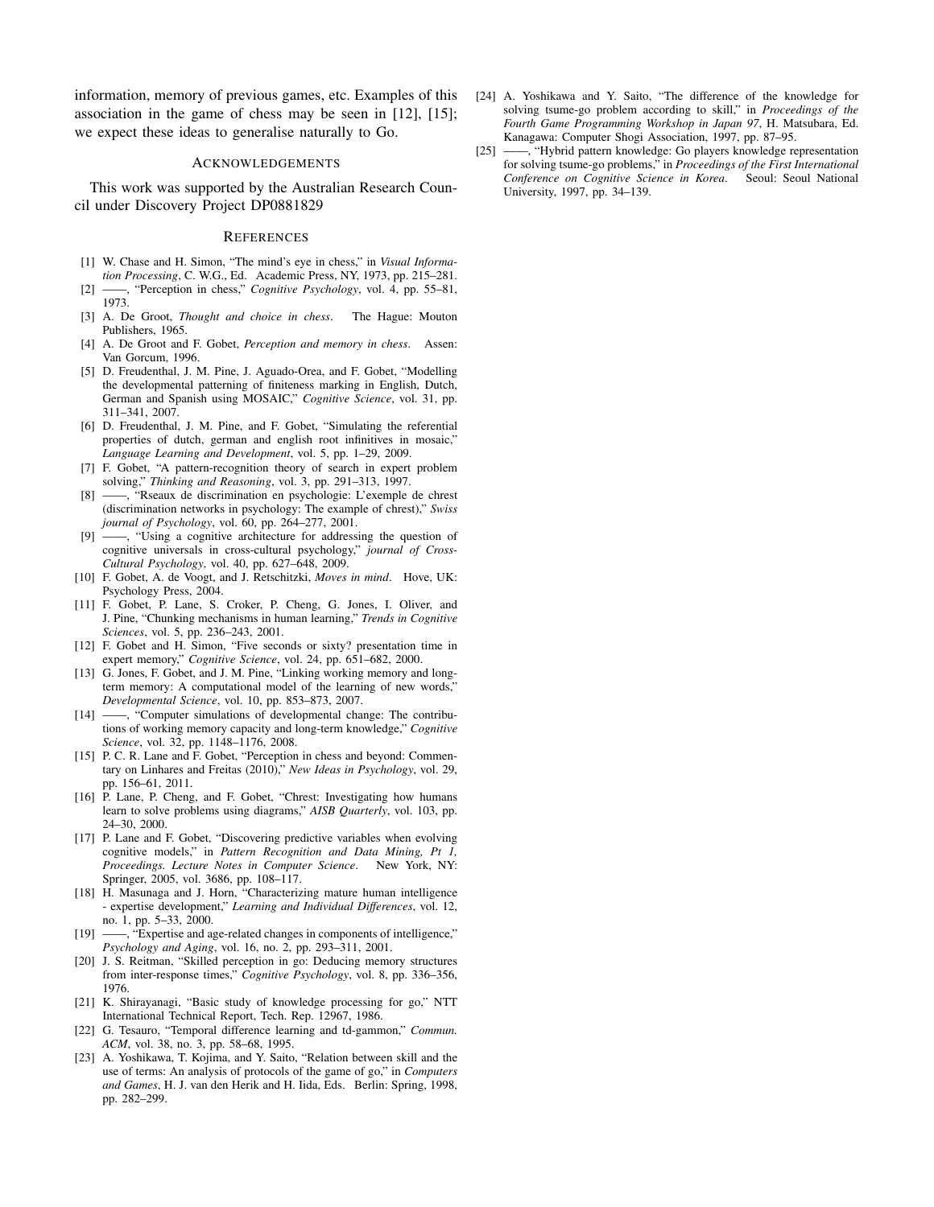information, memory of previous games, etc. Examples of this association in the game of chess may be seen in [12], [15]; we expect these ideas to generalise naturally to Go.

## Acknowledgements

This work was supported by the Australian Research Council under Discovery Project DP0881829

## References

[1] W. Chase and H. Simon, "The mind's eye in chess," in *Visual Information Processing*, C. W.G., Ed. Academic Press, NY, 1973, pp. 215–281.

[2] ——, "Perception in chess," *Cognitive Psychology*, vol. 4, pp. 55–81, 1973.

[3] A. De Groot, *Thought and choice in chess*. The Hague: Mouton Publishers, 1965.

[4] A. De Groot and F. Gobet, *Perception and memory in chess*. Assen: Van Gorcum, 1996.

[5] D. Freudenthal, J. M. Pine, J. Aguado-Orea, and F. Gobet, "Modelling the developmental patterning of finiteness marking in English, Dutch, German and Spanish using MOSAIC," *Cognitive Science*, vol. 31, pp. 311–341, 2007.

[6] D. Freudenthal, J. M. Pine, and F. Gobet, "Simulating the referential properties of dutch, german and english root infinitives in mosaic," *Language Learning and Development*, vol. 5, pp. 1–29, 2009.

[7] F. Gobet, "A pattern-recognition theory of search in expert problem solving," *Thinking and Reasoning*, vol. 3, pp. 291–313, 1997.

[8] ——, "Rseaux de discrimination en psychologie: L'exemple de chrest (discrimination networks in psychology: The example of chrest)," *Swiss journal of Psychology*, vol. 60, pp. 264–277, 2001.

[9] ——, "Using a cognitive architecture for addressing the question of cognitive universals in cross-cultural psychology," *journal of Cross-Cultural Psychology*, vol. 40, pp. 627–648, 2009.

[10] F. Gobet, A. de Voogt, and J. Retschitzki, *Moves in mind*. Hove, UK: Psychology Press, 2004.

[11] F. Gobet, P. Lane, S. Croker, P. Cheng, G. Jones, I. Oliver, and J. Pine, "Chunking mechanisms in human learning," *Trends in Cognitive Sciences*, vol. 5, pp. 236–243, 2001.

[12] F. Gobet and H. Simon, "Five seconds or sixty? presentation time in expert memory," *Cognitive Science*, vol. 24, pp. 651–682, 2000.

[13] G. Jones, F. Gobet, and J. M. Pine, "Linking working memory and long-term memory: A computational model of the learning of new words," *Developmental Science*, vol. 10, pp. 853–873, 2007.

[14] ——, "Computer simulations of developmental change: The contributions of working memory capacity and long-term knowledge," *Cognitive Science*, vol. 32, pp. 1148–1176, 2008.

[15] P. C. R. Lane and F. Gobet, "Perception in chess and beyond: Commentary on Linhares and Freitas (2010)," *New Ideas in Psychology*, vol. 29, pp. 156–61, 2011.

[16] P. Lane, P. Cheng, and F. Gobet, "Chrest: Investigating how humans learn to solve problems using diagrams," *AISB Quarterly*, vol. 103, pp. 24–30, 2000.

[17] P. Lane and F. Gobet, "Discovering predictive variables when evolving cognitive models," in *Pattern Recognition and Data Mining, Pt 1, Proceedings. Lecture Notes in Computer Science*. New York, NY: Springer, 2005, vol. 3686, pp. 108–117.

[18] H. Masunaga and J. Horn, "Characterizing mature human intelligence - expertise development," *Learning and Individual Differences*, vol. 12, no. 1, pp. 5–33, 2000.

[19] ——, "Expertise and age-related changes in components of intelligence," *Psychology and Aging*, vol. 16, no. 2, pp. 293–311, 2001.

[20] J. S. Reitman, "Skilled perception in go: Deducing memory structures from inter-response times," *Cognitive Psychology*, vol. 8, pp. 336–356, 1976.

[21] K. Shirayanagi, "Basic study of knowledge processing for go," NTT International Technical Report, Tech. Rep. 12967, 1986.

[22] G. Tesauro, "Temporal difference learning and td-gammon," *Commun. ACM*, vol. 38, no. 3, pp. 58–68, 1995.

[23] A. Yoshikawa, T. Kojima, and Y. Saito, "Relation between skill and the use of terms: An analysis of protocols of the game of go," in *Computers and Games*, H. J. van den Herik and H. Iida, Eds. Berlin: Spring, 1998, pp. 282–299.

[24] A. Yoshikawa and Y. Saito, "The difference of the knowledge for solving tsume-go problem according to skill," in *Proceedings of the Fourth Game Programming Workshop in Japan 97*, H. Matsubara, Ed. Kanagawa: Computer Shogi Association, 1997, pp. 87–95.

[25] ——, "Hybrid pattern knowledge: Go players knowledge representation for solving tsume-go problems," in *Proceedings of the First International Conference on Cognitive Science in Korea*. Seoul: Seoul National University, 1997, pp. 34–139.